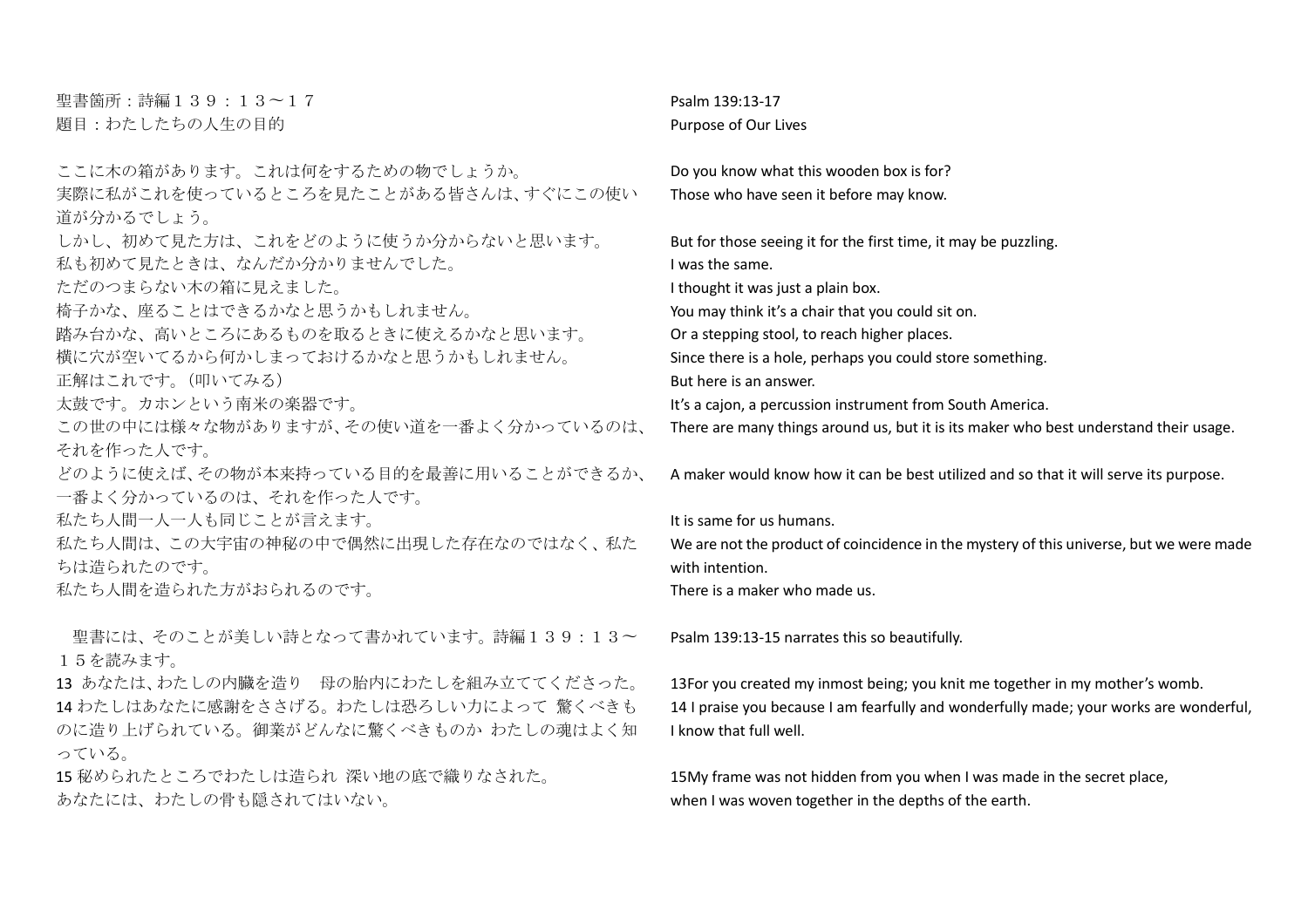聖書箇所：詩編１３９：１３〜１７
題目：わたしたちの人生の目的

ここに木の箱があります。これは何をするための物でしょうか。
実際に私がこれを使っているところを見たことがある皆さんは、すぐにこの使い道が分かるでしょう。
しかし、初めて見た方は、これをどのように使うか分からないと思います。
私も初めて見たときは、なんだか分かりませんでした。
ただのつまらない木の箱に見えました。
椅子かな、座ることはできるかなと思うかもしれません。
踏み台かな、高いところにあるものを取るときに使えるかなと思います。
横に穴が空いてるから何かしまっておけるかなと思うかもしれません。
正解はこれです。（叩いてみる）
太鼓です。カホンという南米の楽器です。
この世の中には様々な物がありますが、その使い道を一番よく分かっているのは、それを作った人です。
どのように使えば、その物が本来持っている目的を最善に用いることができるか、一番よく分かっているのは、それを作った人です。
私たち人間一人一人も同じことが言えます。
私たち人間は、この大宇宙の神秘の中で偶然に出現した存在なのではなく、私たちは造られたのです。
私たち人間を造られた方がおられるのです。

　聖書には、そのことが美しい詩となって書かれています。詩編１３９：１３〜１５を読みます。
13 あなたは、わたしの内臓を造り　母の胎内にわたしを組み立ててくださった。
14 わたしはあなたに感謝をささげる。わたしは恐ろしい力によって 驚くべきものに造り上げられている。御業がどんなに驚くべきものか わたしの魂はよく知っている。
15 秘められたところでわたしは造られ 深い地の底で織りなされた。
あなたには、わたしの骨も隠されてはいない。

Psalm 139:13-17
Purpose of Our Lives

Do you know what this wooden box is for?
Those who have seen it before may know.

But for those seeing it for the first time, it may be puzzling.
I was the same.
I thought it was just a plain box.
You may think it's a chair that you could sit on.
Or a stepping stool, to reach higher places.
Since there is a hole, perhaps you could store something.
But here is an answer.
It's a cajon, a percussion instrument from South America.
There are many things around us, but it is its maker who best understand their usage.

A maker would know how it can be best utilized and so that it will serve its purpose.

It is same for us humans.
We are not the product of coincidence in the mystery of this universe, but we were made with intention.
There is a maker who made us.

Psalm 139:13-15 narrates this so beautifully.

13For you created my inmost being; you knit me together in my mother's womb.
14 I praise you because I am fearfully and wonderfully made; your works are wonderful, I know that full well.

15My frame was not hidden from you when I was made in the secret place,
when I was woven together in the depths of the earth.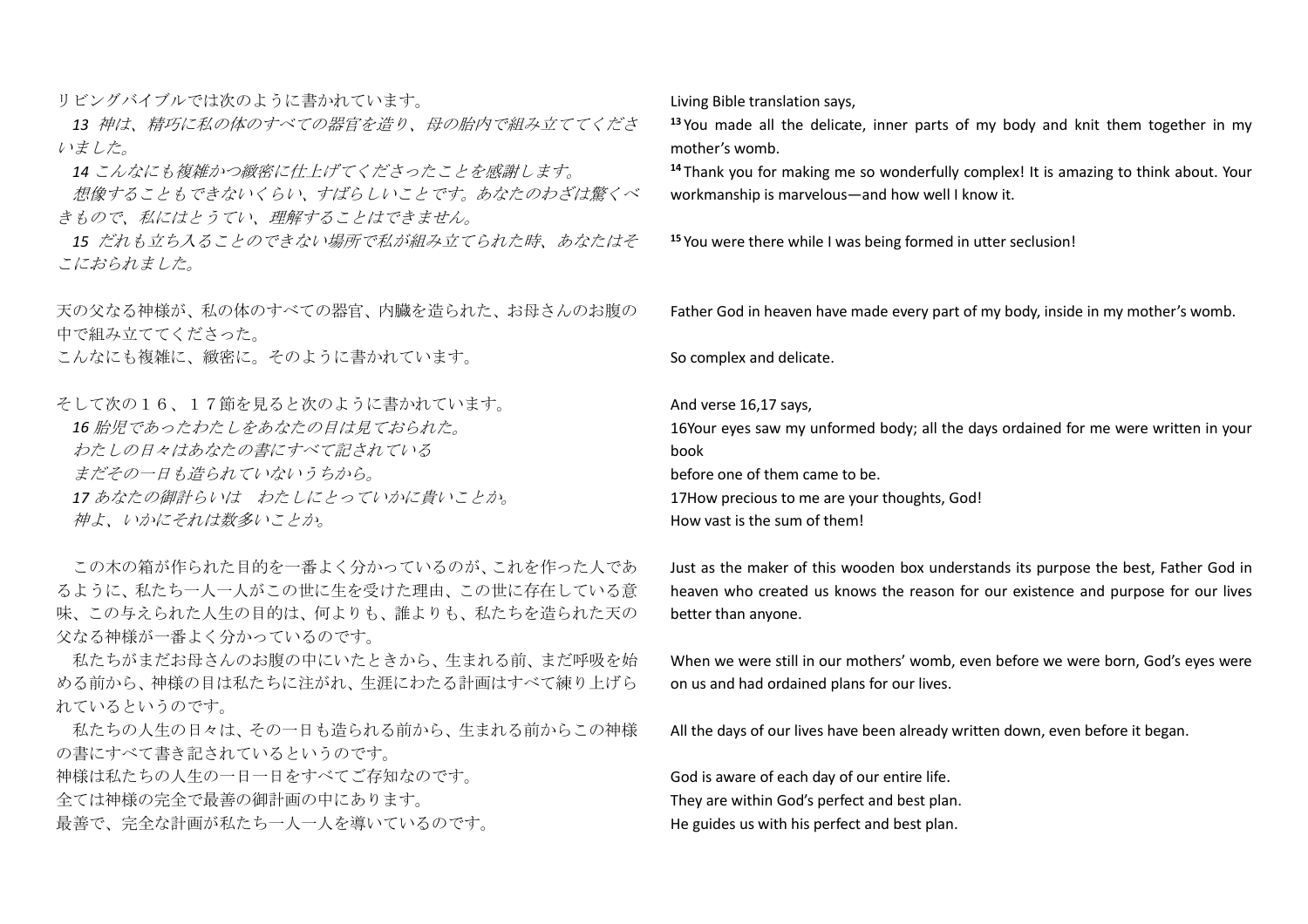リビングバイブルでは次のように書かれています。

*13 神は、精巧に私の体のすべての器官を造り、母の胎内で組み立ててくださいました。*

*14 こんなにも複雑かつ緻密に仕上げてくださったことを感謝します。*

*想像することもできないくらい、すばらしいことです。あなたのわざは驚くべきもので、私にはとうてい、理解することはできません。*

*15 だれも立ち入ることのできない場所で私が組み立てられた時、あなたはそこにおられました。*

天の父なる神様が、私の体のすべての器官、内臓を造られた、お母さんのお腹の中で組み立ててくださった。

こんなにも複雑に、緻密に。そのように書かれています。

そして次の１６、１７節を見ると次のように書かれています。

*16 胎児であったわたしをあなたの目は見ておられた。*

*わたしの日々はあなたの書にすべて記されている*

*まだその一日も造られていないうちから。*

*17 あなたの御計らいは　わたしにとっていかに貴いことか。*

*神よ、いかにそれは数多いことか。*

この木の箱が作られた目的を一番よく分かっているのが、これを作った人であるように、私たち一人一人がこの世に生を受けた理由、この世に存在している意味、この与えられた人生の目的は、何よりも、誰よりも、私たちを造られた天の父なる神様が一番よく分かっているのです。

私たちがまだお母さんのお腹の中にいたときから、生まれる前、まだ呼吸を始める前から、神様の目は私たちに注がれ、生涯にわたる計画はすべて練り上げられているというのです。

私たちの人生の日々は、その一日も造られる前から、生まれる前からこの神様の書にすべて書き記されているというのです。

神様は私たちの人生の一日一日をすべてご存知なのです。

全ては神様の完全で最善の御計画の中にあります。

最善で、完全な計画が私たち一人一人を導いているのです。

Living Bible translation says,

[13] You made all the delicate, inner parts of my body and knit them together in my mother's womb.

[14] Thank you for making me so wonderfully complex! It is amazing to think about. Your workmanship is marvelous—and how well I know it.

[15] You were there while I was being formed in utter seclusion!

Father God in heaven have made every part of my body, inside in my mother's womb.

So complex and delicate.

And verse 16,17 says,

16Your eyes saw my unformed body; all the days ordained for me were written in your book

before one of them came to be.

17How precious to me are your thoughts, God!

How vast is the sum of them!

Just as the maker of this wooden box understands its purpose the best, Father God in heaven who created us knows the reason for our existence and purpose for our lives better than anyone.

When we were still in our mothers' womb, even before we were born, God's eyes were on us and had ordained plans for our lives.

All the days of our lives have been already written down, even before it began.

God is aware of each day of our entire life.

They are within God's perfect and best plan.

He guides us with his perfect and best plan.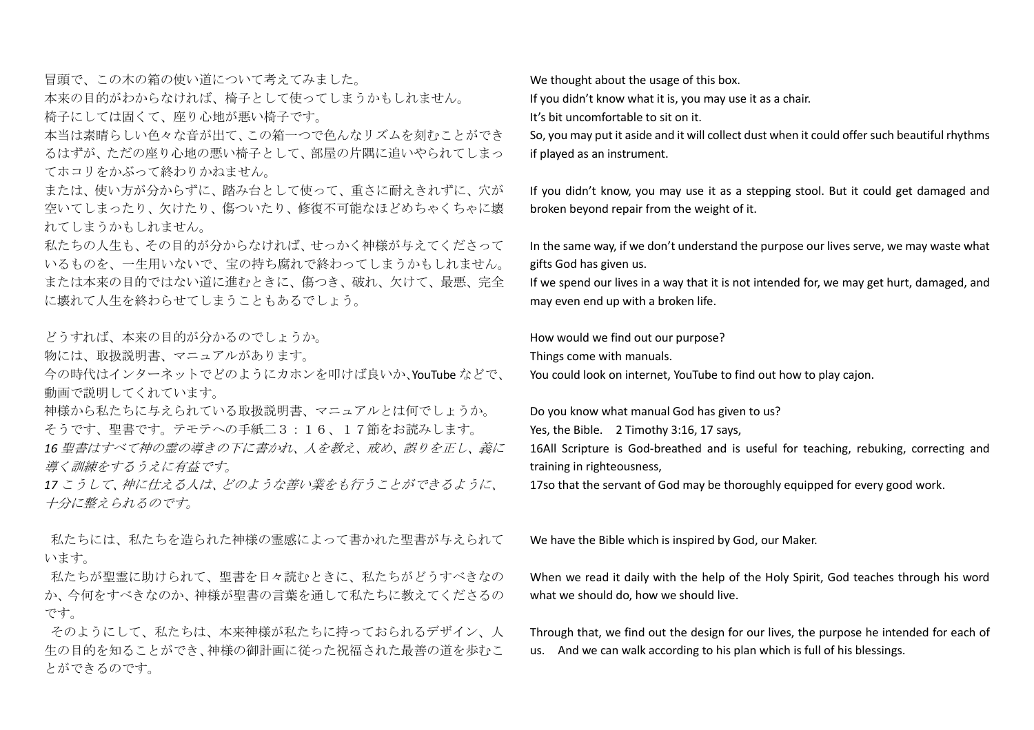冒頭で、この木の箱の使い道について考えてみました。
本来の目的がわからなければ、椅子として使ってしまうかもしれません。
椅子にしては固くて、座り心地が悪い椅子です。
本当は素晴らしい色々な音が出て、この箱一つで色んなリズムを刻むことができるはずが、ただの座り心地の悪い椅子として、部屋の片隅に追いやられてしまってホコリをかぶって終わりかねません。
または、使い方が分からずに、踏み台として使って、重さに耐えきれずに、穴が空いてしまったり、欠けたり、傷ついたり、修復不可能なほどめちゃくちゃに壊れてしまうかもしれません。
私たちの人生も、その目的が分からなければ、せっかく神様が与えてくださっているものを、一生用いないで、宝の持ち腐れで終わってしまうかもしれません。
または本来の目的ではない道に進むときに、傷つき、破れ、欠けて、最悪、完全に壊れて人生を終わらせてしまうこともあるでしょう。

どうすれば、本来の目的が分かるのでしょうか。
物には、取扱説明書、マニュアルがあります。
今の時代はインターネットでどのようにカホンを叩けば良いか、YouTube などで、動画で説明してくれています。
神様から私たちに与えられている取扱説明書、マニュアルとは何でしょうか。
そうです、聖書です。テモテへの手紙二３：１６、１７節をお読みします。
*16 聖書はすべて神の霊の導きの下に書かれ、人を教え、戒め、誤りを正し、義に導く訓練をするうえに有益です。*
*17 こうして、神に仕える人は、どのような善い業をも行うことができるように、十分に整えられるのです。*

私たちには、私たちを造られた神様の霊感によって書かれた聖書が与えられています。
私たちが聖霊に助けられて、聖書を日々読むときに、私たちがどうすべきなのか、今何をすべきなのか、神様が聖書の言葉を通して私たちに教えてくださるのです。
そのようにして、私たちは、本来神様が私たちに持っておられるデザイン、人生の目的を知ることができ、神様の御計画に従った祝福された最善の道を歩むことができるのです。

We thought about the usage of this box.
If you didn't know what it is, you may use it as a chair.
It's bit uncomfortable to sit on it.
So, you may put it aside and it will collect dust when it could offer such beautiful rhythms if played as an instrument.

If you didn't know, you may use it as a stepping stool. But it could get damaged and broken beyond repair from the weight of it.

In the same way, if we don't understand the purpose our lives serve, we may waste what gifts God has given us.
If we spend our lives in a way that it is not intended for, we may get hurt, damaged, and may even end up with a broken life.

How would we find out our purpose?
Things come with manuals.
You could look on internet, YouTube to find out how to play cajon.

Do you know what manual God has given to us?
Yes, the Bible. 2 Timothy 3:16, 17 says,
16All Scripture is God-breathed and is useful for teaching, rebuking, correcting and training in righteousness,
17so that the servant of God may be thoroughly equipped for every good work.

We have the Bible which is inspired by God, our Maker.

When we read it daily with the help of the Holy Spirit, God teaches through his word what we should do, how we should live.

Through that, we find out the design for our lives, the purpose he intended for each of us. And we can walk according to his plan which is full of his blessings.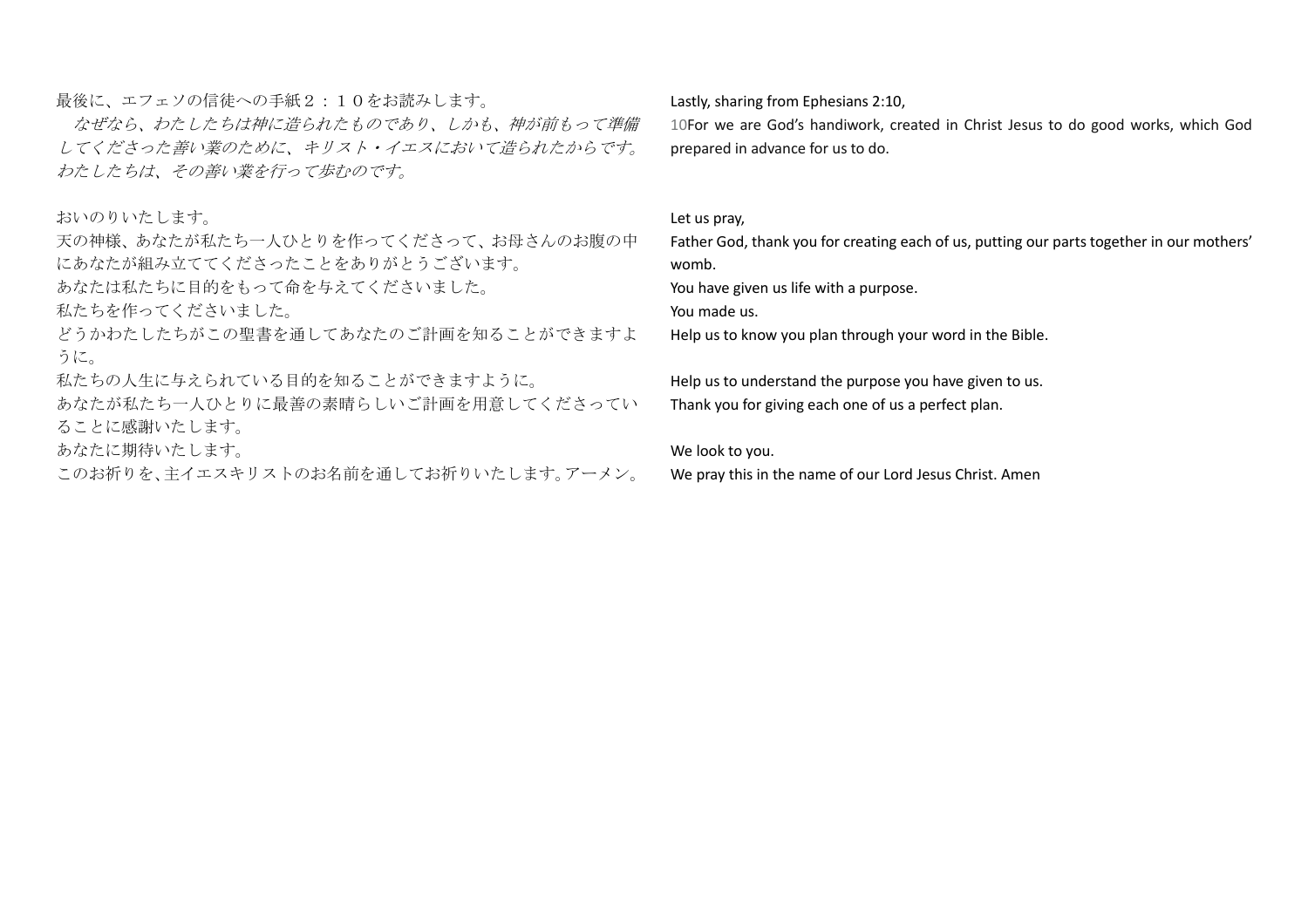最後に、エフェソの信徒への手紙２：１０をお読みします。

　*なぜなら、わたしたちは神に造られたものであり、しかも、神が前もって準備してくださった善い業のために、キリスト・イエスにおいて造られたからです。わたしたちは、その善い業を行って歩むのです。*

おいのりいたします。

天の神様、あなたが私たち一人ひとりを作ってくださって、お母さんのお腹の中にあなたが組み立ててくださったことをありがとうございます。

あなたは私たちに目的をもって命を与えてくださいました。

私たちを作ってくださいました。

どうかわたしたちがこの聖書を通してあなたのご計画を知ることができますように。

私たちの人生に与えられている目的を知ることができますように。

あなたが私たち一人ひとりに最善の素晴らしいご計画を用意してくださっていることに感謝いたします。

あなたに期待いたします。

このお祈りを、主イエスキリストのお名前を通してお祈りいたします。アーメン。

Lastly, sharing from Ephesians 2:10,

10For we are God's handiwork, created in Christ Jesus to do good works, which God prepared in advance for us to do.

Let us pray,

Father God, thank you for creating each of us, putting our parts together in our mothers' womb.

You have given us life with a purpose.

You made us.

Help us to know you plan through your word in the Bible.

Help us to understand the purpose you have given to us.

Thank you for giving each one of us a perfect plan.

We look to you.

We pray this in the name of our Lord Jesus Christ. Amen